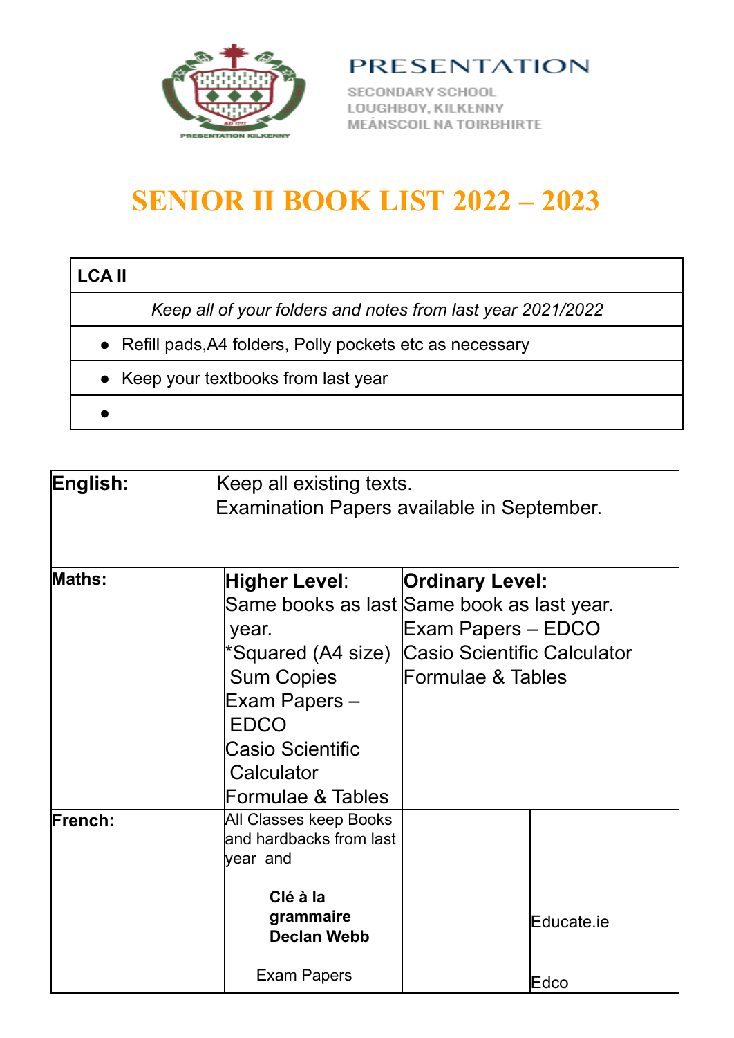PRESENTATION

SECONDARY SCHOOL
LOUGHBOY, KILKENNY
MEÁNSCOIL NA TOIRBHIRTE

# SENIOR II BOOK LIST 2022 – 2023

| LCA II |
|---|
| *Keep all of your folders and notes from last year 2021/2022* |
| • Refill pads,A4 folders, Polly pockets etc as necessary |
| • Keep your textbooks from last year |
| • |

| | | | |
|---|---|---|---|
| **English:** | Keep all existing texts.<br>Examination Papers available in September. | | |
| **Maths:** | **Higher Level**:<br>Same books as last year.<br>*Squared (A4 size) Sum Copies<br>Exam Papers – EDCO<br>Casio Scientific Calculator<br>Formulae & Tables | **Ordinary Level:**<br>Same book as last year.<br>Exam Papers – EDCO<br>Casio Scientific Calculator<br>Formulae & Tables | |
| **French:** | All Classes keep Books and hardbacks from last year and<br>**Clé à la grammaire Declan Webb**<br>Exam Papers | | Educate.ie<br>Edco |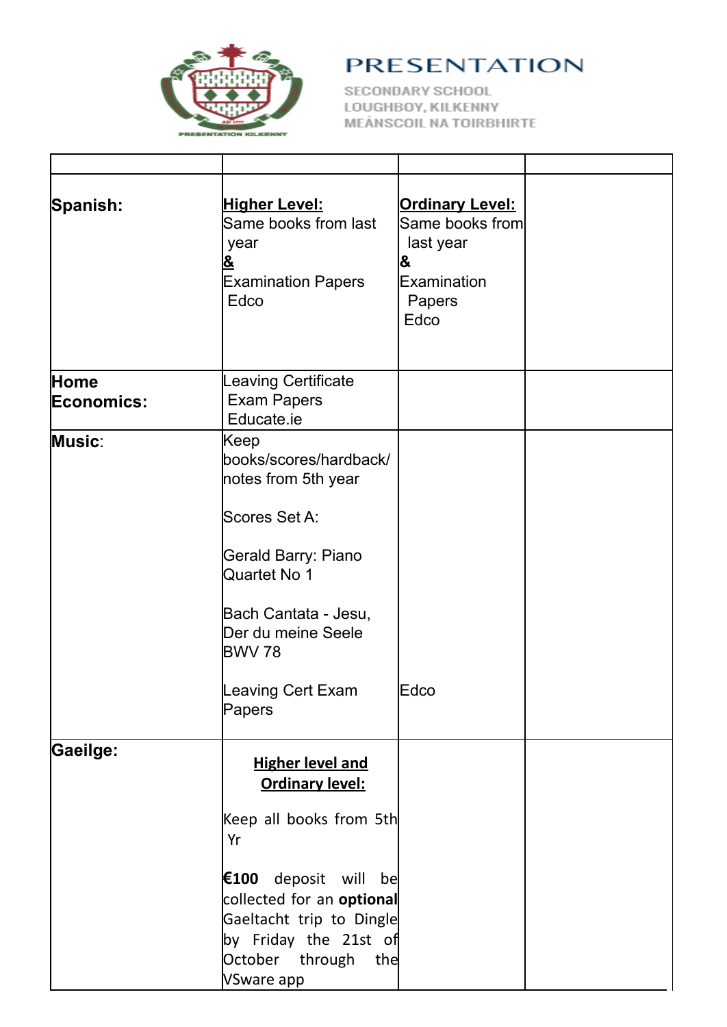PRESENTATION

SECONDARY SCHOOL
LOUGHBOY, KILKENNY
MEÁNSCOIL NA TOIRBHIRTE

| | | | |
|---|---|---|---|
| **Spanish:** | **Higher Level:**<br>Same books from last year<br>**&**<br>Examination Papers<br>Edco | **Ordinary Level:**<br>Same books from last year<br>**&**<br>Examination Papers<br>Edco | |
| **Home Economics:** | Leaving Certificate Exam Papers<br>Educate.ie | | |
| **Music**: | Keep books/scores/hardback/ notes from 5th year<br><br>Scores Set A:<br><br>Gerald Barry: Piano Quartet No 1<br><br>Bach Cantata - Jesu, Der du meine Seele BWV 78<br><br>Leaving Cert Exam Papers | Edco | |
| **Gaeilge:** | **Higher level and Ordinary level:**<br><br>Keep all books from 5th Yr<br><br>**€100** deposit will be collected for an **optional** Gaeltacht trip to Dingle by Friday the 21st of October through the VSware app | | |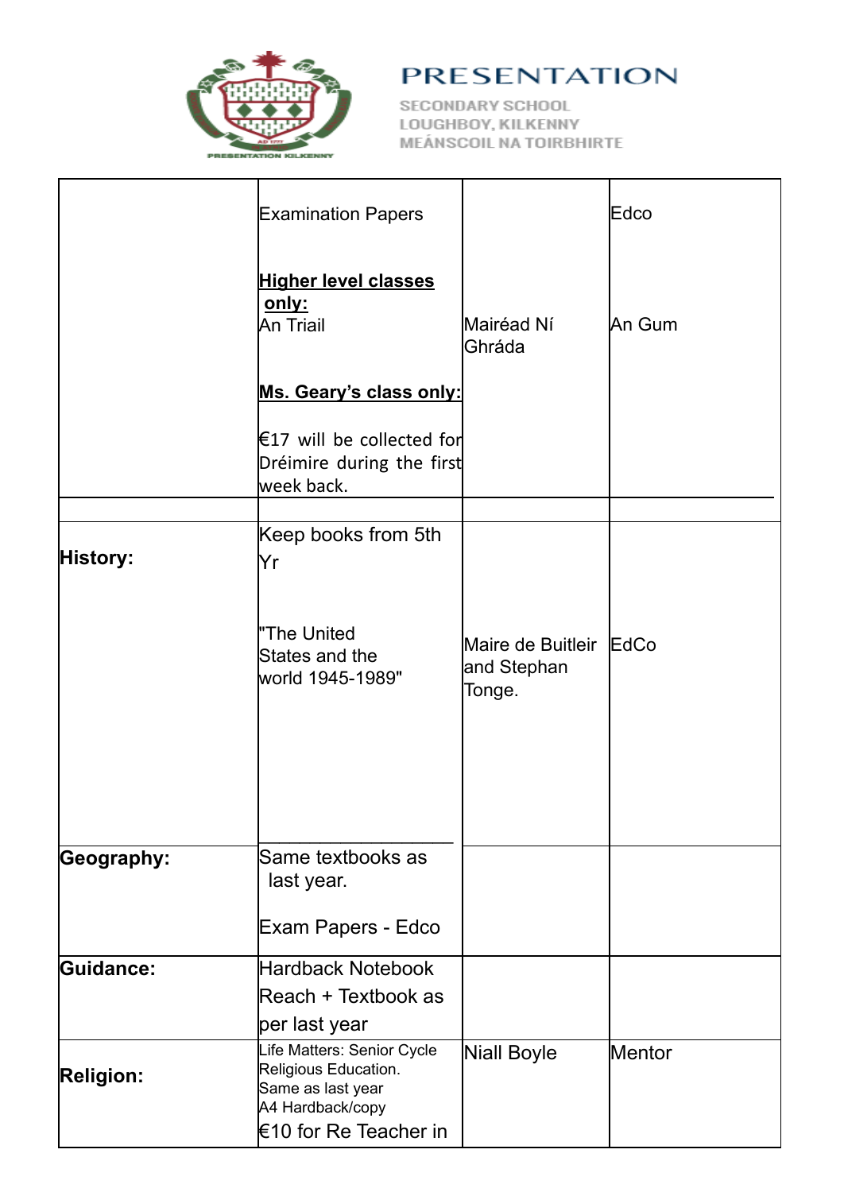**PRESENTATION**

SECONDARY SCHOOL
LOUGHBOY, KILKENNY
MEÁNSCOIL NA TOIRBHIRTE

| | | | |
|---|---|---|---|
| | Examination Papers<br><br>**Higher level classes only:**<br>An Triail<br><br>**Ms. Geary's class only:**<br><br>€17 will be collected for Dréimire during the first week back. | <br><br><br>Mairéad Ní Ghráda | Edco<br><br><br>An Gum |
| | | | |
| **History:** | Keep books from 5th Yr<br><br>"The United States and the world 1945-1989" | Maire de Buitleir and Stephan Tonge. | EdCo |
| **Geography:** | Same textbooks as last year.<br><br>Exam Papers - Edco | | |
| **Guidance:** | Hardback Notebook<br>Reach + Textbook as per last year | | |
| **Religion:** | Life Matters: Senior Cycle Religious Education.<br>Same as last year<br>A4 Hardback/copy<br>€10 for Re Teacher in | Niall Boyle | Mentor |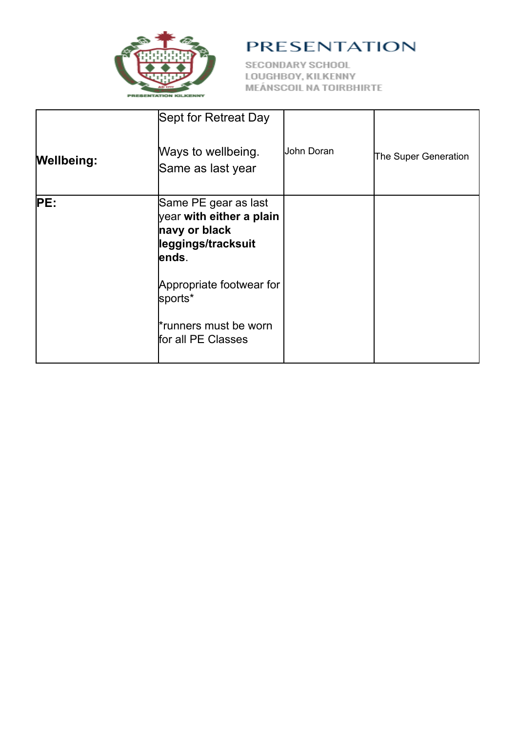PRESENTATION

SECONDARY SCHOOL
LOUGHBOY, KILKENNY
MEÁNSCOIL NA TOIRBHIRTE

| | | | |
|---|---|---|---|
| **Wellbeing:** | Sept for Retreat Day<br><br>Ways to wellbeing.<br>Same as last year | John Doran | The Super Generation |
| **PE:** | Same PE gear as last year **with either a plain navy or black leggings/tracksuit ends**.<br><br>Appropriate footwear for sports*<br><br>*runners must be worn for all PE Classes | | |